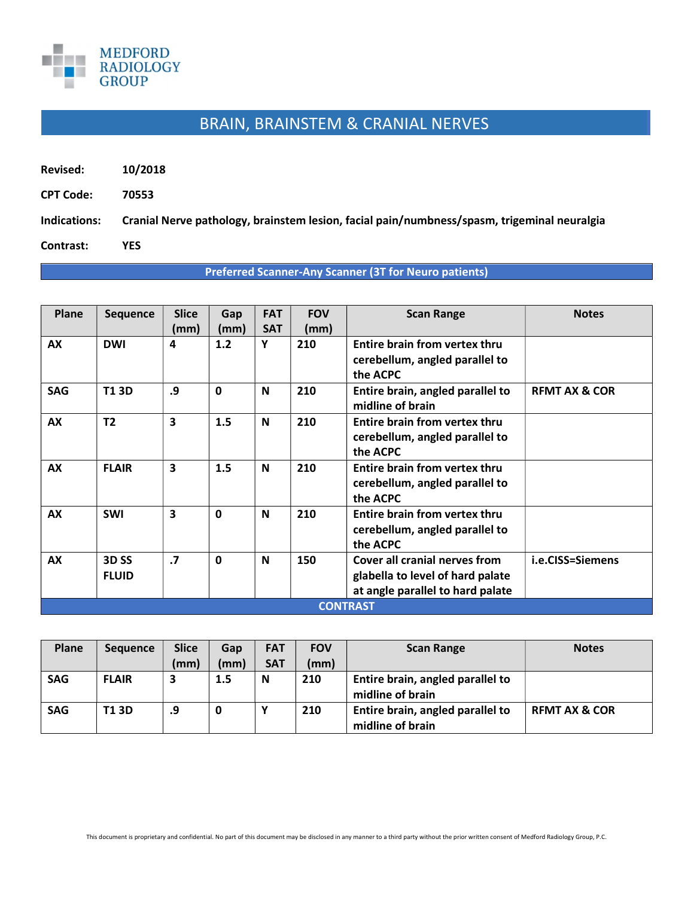MEDFORD RADIOLOGY GROUP

# BRAIN, BRAINSTEM & CRANIAL NERVES

**Revised:** 10/2018

**CPT Code:** 70553

**Indications:** Cranial Nerve pathology, brainstem lesion, facial pain/numbness/spasm, trigeminal neuralgia

**Contrast:** YES

**Preferred Scanner-Any Scanner (3T for Neuro patients)**

| Plane | Sequence | Slice (mm) | Gap (mm) | FAT SAT | FOV (mm) | Scan Range | Notes |
|---|---|---|---|---|---|---|---|
| AX | DWI | 4 | 1.2 | Y | 210 | Entire brain from vertex thru cerebellum, angled parallel to the ACPC | |
| SAG | T1 3D | .9 | 0 | N | 210 | Entire brain, angled parallel to midline of brain | RFMT AX & COR |
| AX | T2 | 3 | 1.5 | N | 210 | Entire brain from vertex thru cerebellum, angled parallel to the ACPC | |
| AX | FLAIR | 3 | 1.5 | N | 210 | Entire brain from vertex thru cerebellum, angled parallel to the ACPC | |
| AX | SWI | 3 | 0 | N | 210 | Entire brain from vertex thru cerebellum, angled parallel to the ACPC | |
| AX | 3D SS FLUID | .7 | 0 | N | 150 | Cover all cranial nerves from glabella to level of hard palate at angle parallel to hard palate | i.e.CISS=Siemens |

**CONTRAST**

| Plane | Sequence | Slice (mm) | Gap (mm) | FAT SAT | FOV (mm) | Scan Range | Notes |
|---|---|---|---|---|---|---|---|
| SAG | FLAIR | 3 | 1.5 | N | 210 | Entire brain, angled parallel to midline of brain | |
| SAG | T1 3D | .9 | 0 | Y | 210 | Entire brain, angled parallel to midline of brain | RFMT AX & COR |

This document is proprietary and confidential. No part of this document may be disclosed in any manner to a third party without the prior written consent of Medford Radiology Group, P.C.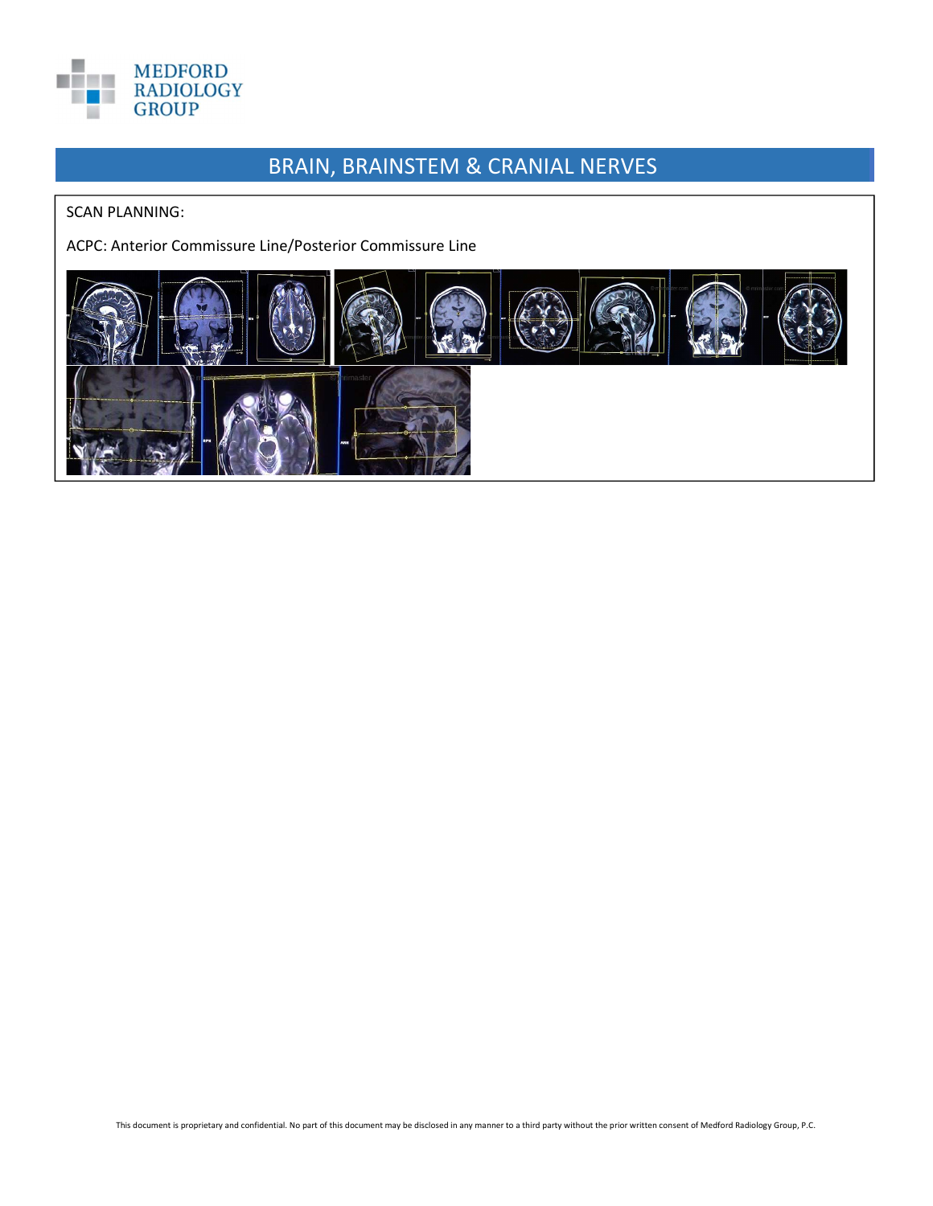# BRAIN, BRAINSTEM & CRANIAL NERVES

SCAN PLANNING:

ACPC: Anterior Commissure Line/Posterior Commissure Line